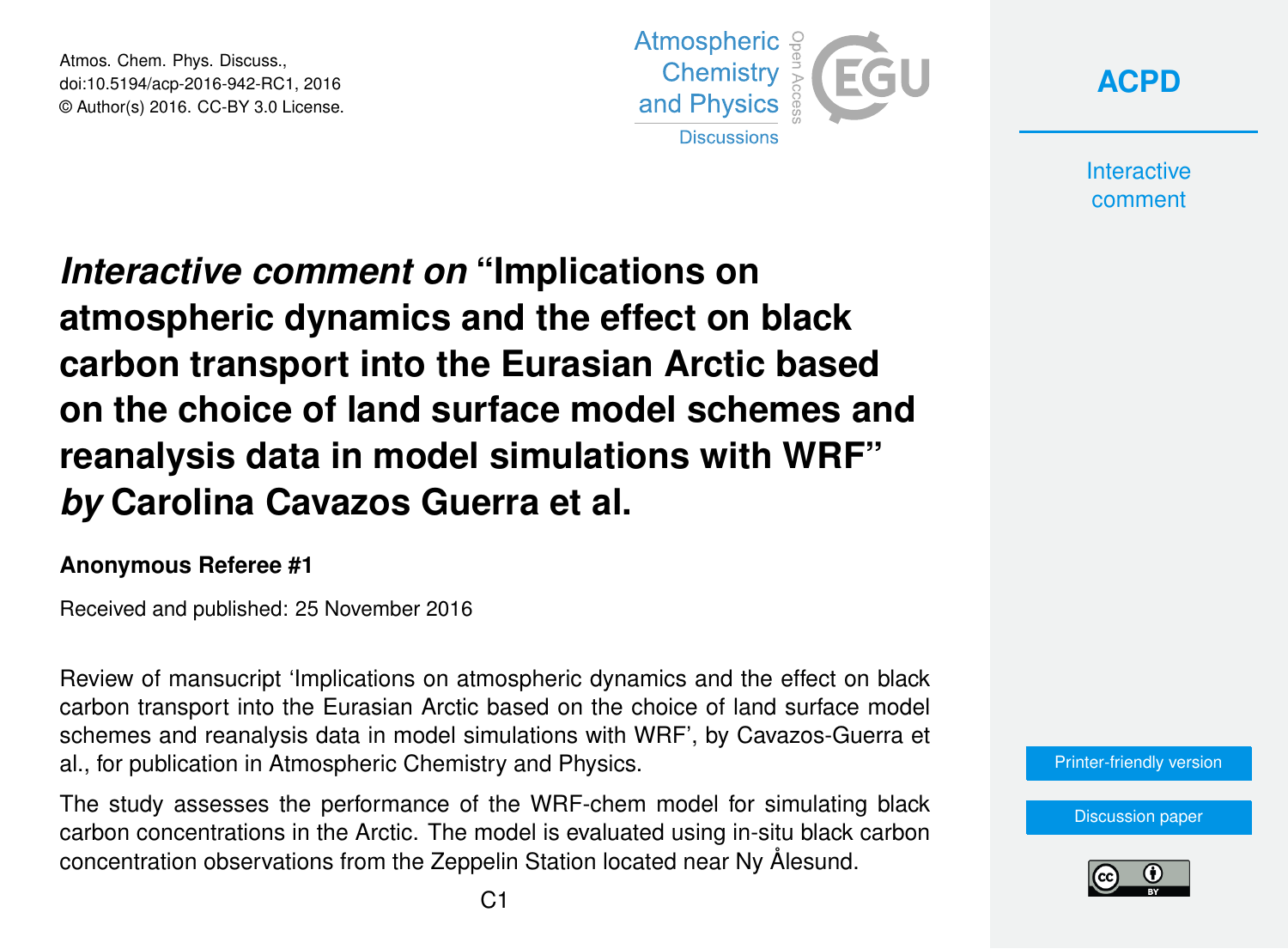# *Interactive comment on* "Implications on atmospheric dynamics and the effect on black carbon transport into the Eurasian Arctic based on the choice of land surface model schemes and reanalysis data in model simulations with WRF" *by* Carolina Cavazos Guerra et al.

**Anonymous Referee #1**

Received and published: 25 November 2016

Review of mansucript 'Implications on atmospheric dynamics and the effect on black carbon transport into the Eurasian Arctic based on the choice of land surface model schemes and reanalysis data in model simulations with WRF', by Cavazos-Guerra et al., for publication in Atmospheric Chemistry and Physics.

The study assesses the performance of the WRF-chem model for simulating black carbon concentrations in the Arctic. The model is evaluated using in-situ black carbon concentration observations from the Zeppelin Station located near Ny Ålesund.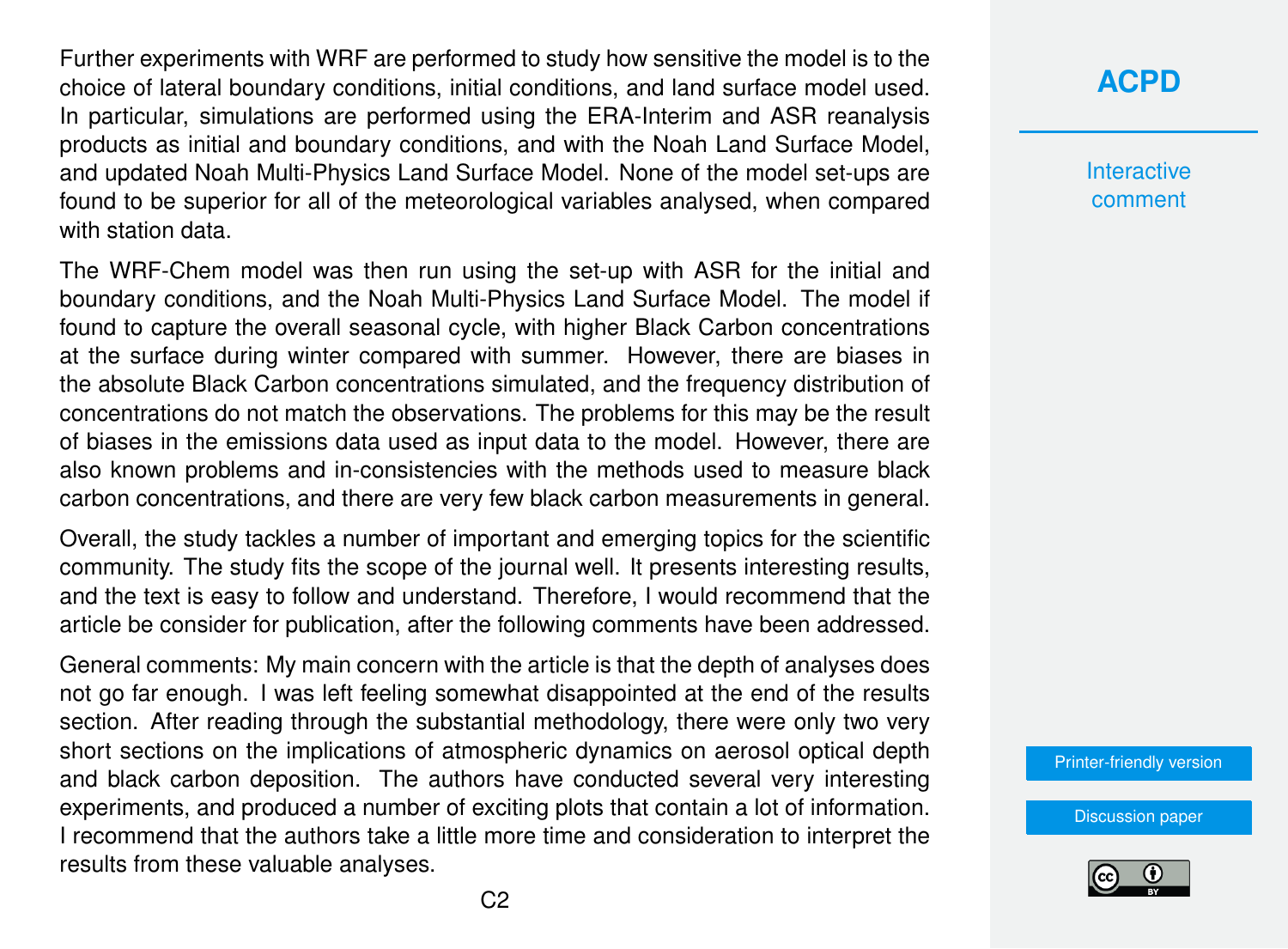Further experiments with WRF are performed to study how sensitive the model is to the choice of lateral boundary conditions, initial conditions, and land surface model used. In particular, simulations are performed using the ERA-Interim and ASR reanalysis products as initial and boundary conditions, and with the Noah Land Surface Model, and updated Noah Multi-Physics Land Surface Model. None of the model set-ups are found to be superior for all of the meteorological variables analysed, when compared with station data.

The WRF-Chem model was then run using the set-up with ASR for the initial and boundary conditions, and the Noah Multi-Physics Land Surface Model. The model if found to capture the overall seasonal cycle, with higher Black Carbon concentrations at the surface during winter compared with summer. However, there are biases in the absolute Black Carbon concentrations simulated, and the frequency distribution of concentrations do not match the observations. The problems for this may be the result of biases in the emissions data used as input data to the model. However, there are also known problems and in-consistencies with the methods used to measure black carbon concentrations, and there are very few black carbon measurements in general.

Overall, the study tackles a number of important and emerging topics for the scientific community. The study fits the scope of the journal well. It presents interesting results, and the text is easy to follow and understand. Therefore, I would recommend that the article be consider for publication, after the following comments have been addressed.

General comments: My main concern with the article is that the depth of analyses does not go far enough. I was left feeling somewhat disappointed at the end of the results section. After reading through the substantial methodology, there were only two very short sections on the implications of atmospheric dynamics on aerosol optical depth and black carbon deposition. The authors have conducted several very interesting experiments, and produced a number of exciting plots that contain a lot of information. I recommend that the authors take a little more time and consideration to interpret the results from these valuable analyses.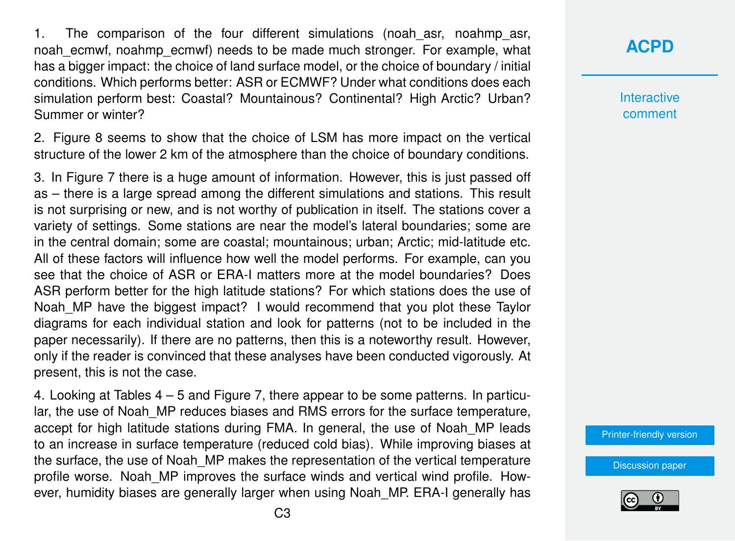1. The comparison of the four different simulations (noah_asr, noahmp_asr, noah_ecmwf, noahmp_ecmwf) needs to be made much stronger. For example, what has a bigger impact: the choice of land surface model, or the choice of boundary / initial conditions. Which performs better: ASR or ECMWF? Under what conditions does each simulation perform best: Coastal? Mountainous? Continental? High Arctic? Urban? Summer or winter?

2. Figure 8 seems to show that the choice of LSM has more impact on the vertical structure of the lower 2 km of the atmosphere than the choice of boundary conditions.

3. In Figure 7 there is a huge amount of information. However, this is just passed off as – there is a large spread among the different simulations and stations. This result is not surprising or new, and is not worthy of publication in itself. The stations cover a variety of settings. Some stations are near the model's lateral boundaries; some are in the central domain; some are coastal; mountainous; urban; Arctic; mid-latitude etc. All of these factors will influence how well the model performs. For example, can you see that the choice of ASR or ERA-I matters more at the model boundaries? Does ASR perform better for the high latitude stations? For which stations does the use of Noah_MP have the biggest impact? I would recommend that you plot these Taylor diagrams for each individual station and look for patterns (not to be included in the paper necessarily). If there are no patterns, then this is a noteworthy result. However, only if the reader is convinced that these analyses have been conducted vigorously. At present, this is not the case.

4. Looking at Tables 4 – 5 and Figure 7, there appear to be some patterns. In particular, the use of Noah_MP reduces biases and RMS errors for the surface temperature, accept for high latitude stations during FMA. In general, the use of Noah_MP leads to an increase in surface temperature (reduced cold bias). While improving biases at the surface, the use of Noah_MP makes the representation of the vertical temperature profile worse. Noah_MP improves the surface winds and vertical wind profile. However, humidity biases are generally larger when using Noah_MP. ERA-I generally has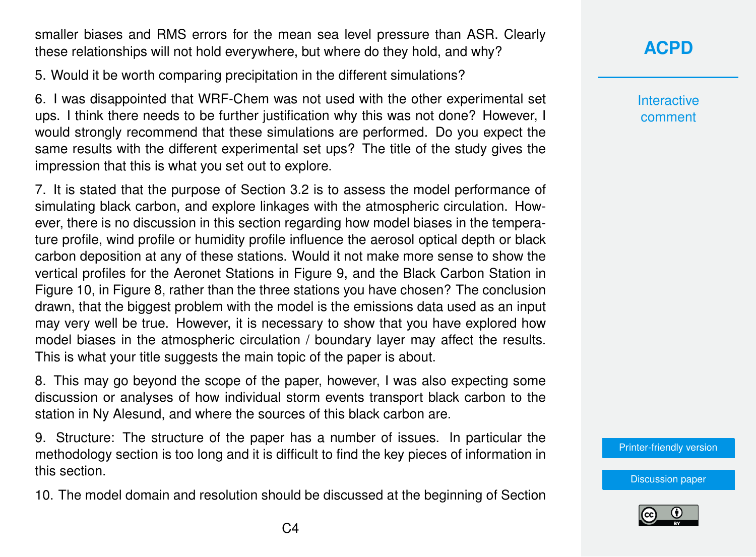smaller biases and RMS errors for the mean sea level pressure than ASR. Clearly these relationships will not hold everywhere, but where do they hold, and why?

5. Would it be worth comparing precipitation in the different simulations?

6. I was disappointed that WRF-Chem was not used with the other experimental set ups. I think there needs to be further justification why this was not done? However, I would strongly recommend that these simulations are performed. Do you expect the same results with the different experimental set ups? The title of the study gives the impression that this is what you set out to explore.

7. It is stated that the purpose of Section 3.2 is to assess the model performance of simulating black carbon, and explore linkages with the atmospheric circulation. However, there is no discussion in this section regarding how model biases in the temperature profile, wind profile or humidity profile influence the aerosol optical depth or black carbon deposition at any of these stations. Would it not make more sense to show the vertical profiles for the Aeronet Stations in Figure 9, and the Black Carbon Station in Figure 10, in Figure 8, rather than the three stations you have chosen? The conclusion drawn, that the biggest problem with the model is the emissions data used as an input may very well be true. However, it is necessary to show that you have explored how model biases in the atmospheric circulation / boundary layer may affect the results. This is what your title suggests the main topic of the paper is about.

8. This may go beyond the scope of the paper, however, I was also expecting some discussion or analyses of how individual storm events transport black carbon to the station in Ny Alesund, and where the sources of this black carbon are.

9. Structure: The structure of the paper has a number of issues. In particular the methodology section is too long and it is difficult to find the key pieces of information in this section.

10. The model domain and resolution should be discussed at the beginning of Section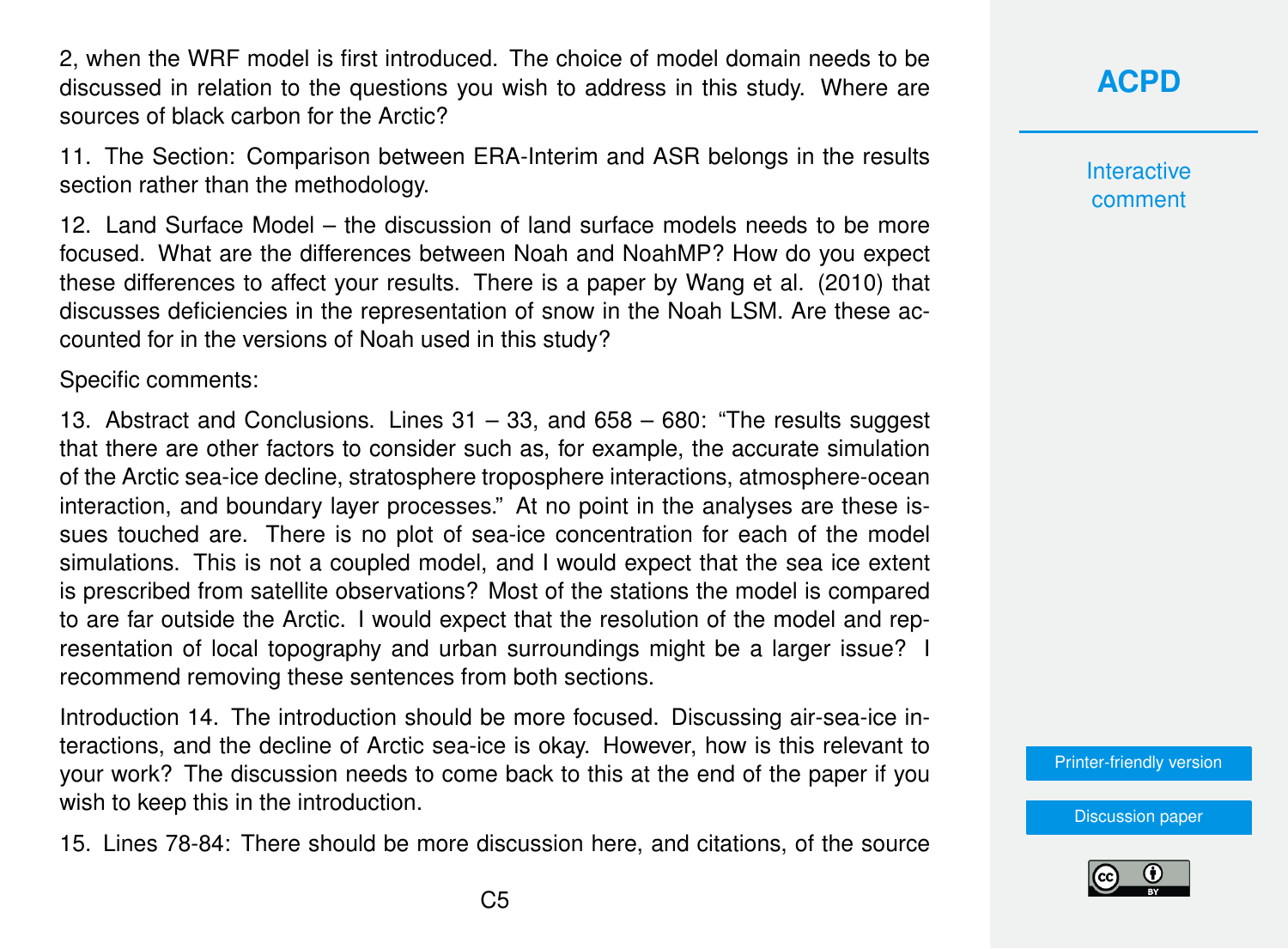2, when the WRF model is first introduced. The choice of model domain needs to be discussed in relation to the questions you wish to address in this study. Where are sources of black carbon for the Arctic?

11. The Section: Comparison between ERA-Interim and ASR belongs in the results section rather than the methodology.

12. Land Surface Model – the discussion of land surface models needs to be more focused. What are the differences between Noah and NoahMP? How do you expect these differences to affect your results. There is a paper by Wang et al. (2010) that discusses deficiencies in the representation of snow in the Noah LSM. Are these accounted for in the versions of Noah used in this study?

Specific comments:

13. Abstract and Conclusions. Lines 31 – 33, and 658 – 680: "The results suggest that there are other factors to consider such as, for example, the accurate simulation of the Arctic sea-ice decline, stratosphere troposphere interactions, atmosphere-ocean interaction, and boundary layer processes." At no point in the analyses are these issues touched are. There is no plot of sea-ice concentration for each of the model simulations. This is not a coupled model, and I would expect that the sea ice extent is prescribed from satellite observations? Most of the stations the model is compared to are far outside the Arctic. I would expect that the resolution of the model and representation of local topography and urban surroundings might be a larger issue? I recommend removing these sentences from both sections.

Introduction 14. The introduction should be more focused. Discussing air-sea-ice interactions, and the decline of Arctic sea-ice is okay. However, how is this relevant to your work? The discussion needs to come back to this at the end of the paper if you wish to keep this in the introduction.

15. Lines 78-84: There should be more discussion here, and citations, of the source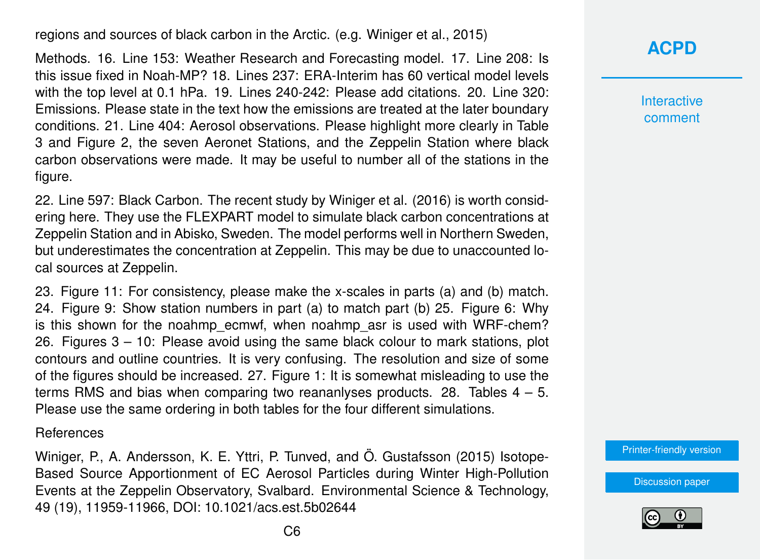regions and sources of black carbon in the Arctic. (e.g. Winiger et al., 2015)

Methods. 16. Line 153: Weather Research and Forecasting model. 17. Line 208: Is this issue fixed in Noah-MP? 18. Lines 237: ERA-Interim has 60 vertical model levels with the top level at 0.1 hPa. 19. Lines 240-242: Please add citations. 20. Line 320: Emissions. Please state in the text how the emissions are treated at the later boundary conditions. 21. Line 404: Aerosol observations. Please highlight more clearly in Table 3 and Figure 2, the seven Aeronet Stations, and the Zeppelin Station where black carbon observations were made. It may be useful to number all of the stations in the figure.

22. Line 597: Black Carbon. The recent study by Winiger et al. (2016) is worth considering here. They use the FLEXPART model to simulate black carbon concentrations at Zeppelin Station and in Abisko, Sweden. The model performs well in Northern Sweden, but underestimates the concentration at Zeppelin. This may be due to unaccounted local sources at Zeppelin.

23. Figure 11: For consistency, please make the x-scales in parts (a) and (b) match. 24. Figure 9: Show station numbers in part (a) to match part (b) 25. Figure 6: Why is this shown for the noahmp_ecmwf, when noahmp_asr is used with WRF-chem? 26. Figures 3 – 10: Please avoid using the same black colour to mark stations, plot contours and outline countries. It is very confusing. The resolution and size of some of the figures should be increased. 27. Figure 1: It is somewhat misleading to use the terms RMS and bias when comparing two reananlyses products. 28. Tables 4 – 5. Please use the same ordering in both tables for the four different simulations.

References

Winiger, P., A. Andersson, K. E. Yttri, P. Tunved, and Ö. Gustafsson (2015) Isotope-Based Source Apportionment of EC Aerosol Particles during Winter High-Pollution Events at the Zeppelin Observatory, Svalbard. Environmental Science & Technology, 49 (19), 11959-11966, DOI: 10.1021/acs.est.5b02644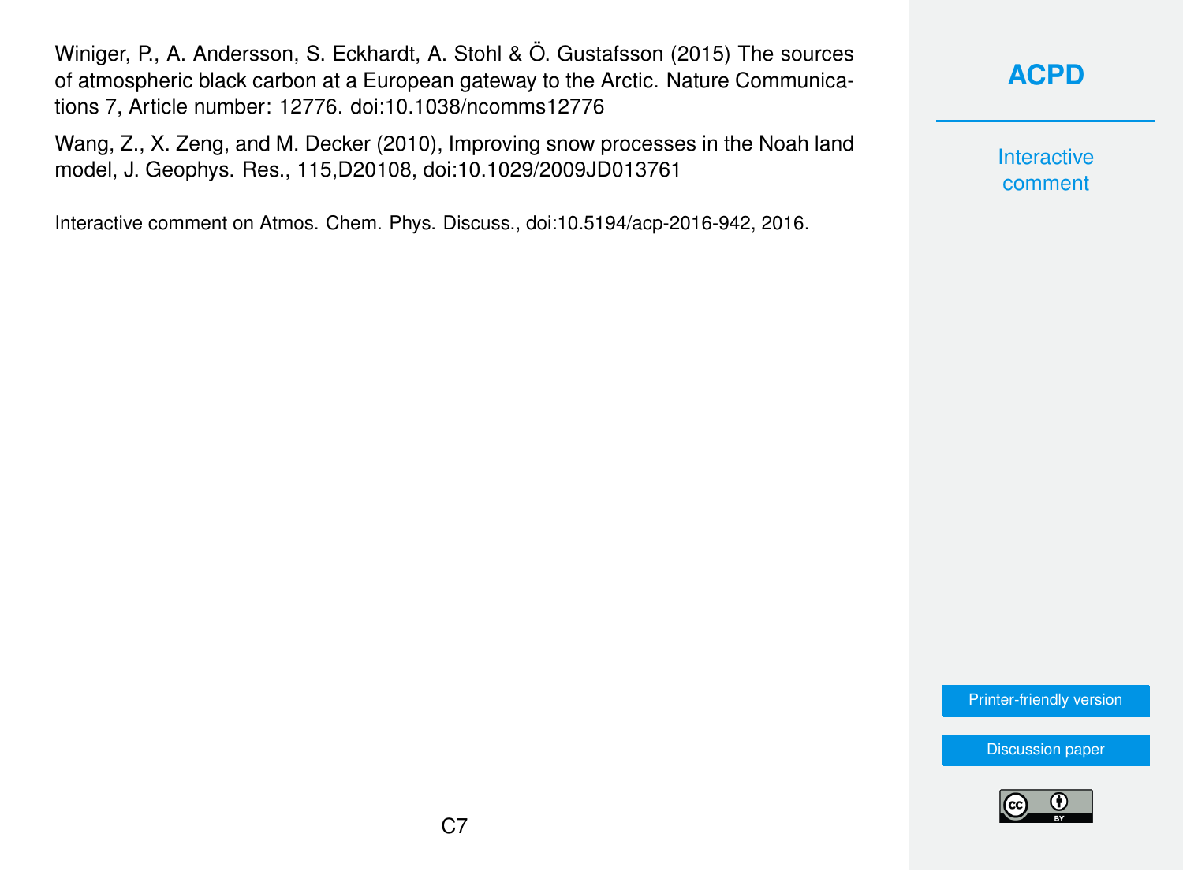Winiger, P., A. Andersson, S. Eckhardt, A. Stohl & Ö. Gustafsson (2015) The sources of atmospheric black carbon at a European gateway to the Arctic. Nature Communications 7, Article number: 12776. doi:10.1038/ncomms12776

Wang, Z., X. Zeng, and M. Decker (2010), Improving snow processes in the Noah land model, J. Geophys. Res., 115,D20108, doi:10.1029/2009JD013761

---

Interactive comment on Atmos. Chem. Phys. Discuss., doi:10.5194/acp-2016-942, 2016.